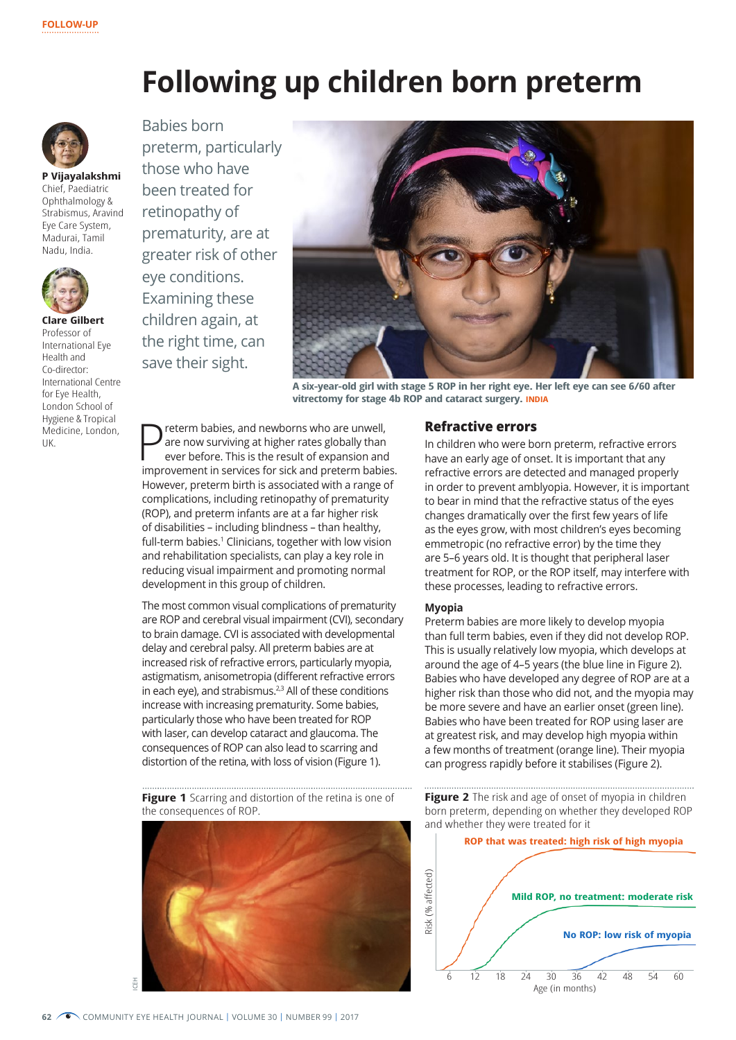FOLLOW-UP

# Following up children born preterm

**P Vijayalakshmi**
Chief, Paediatric Ophthalmology & Strabismus, Aravind Eye Care System, Madurai, Tamil Nadu, India.

**Clare Gilbert**
Professor of International Eye Health and Co-director: International Centre for Eye Health, London School of Hygiene & Tropical Medicine, London, UK.

Babies born preterm, particularly those who have been treated for retinopathy of prematurity, are at greater risk of other eye conditions. Examining these children again, at the right time, can save their sight.

**A six-year-old girl with stage 5 ROP in her right eye. Her left eye can see 6/60 after vitrectomy for stage 4b ROP and cataract surgery.** INDIA

Preterm babies, and newborns who are unwell, are now surviving at higher rates globally than ever before. This is the result of expansion and improvement in services for sick and preterm babies. However, preterm birth is associated with a range of complications, including retinopathy of prematurity (ROP), and preterm infants are at a far higher risk of disabilities – including blindness – than healthy, full-term babies.[1] Clinicians, together with low vision and rehabilitation specialists, can play a key role in reducing visual impairment and promoting normal development in this group of children.

The most common visual complications of prematurity are ROP and cerebral visual impairment (CVI), secondary to brain damage. CVI is associated with developmental delay and cerebral palsy. All preterm babies are at increased risk of refractive errors, particularly myopia, astigmatism, anisometropia (different refractive errors in each eye), and strabismus.[2,3] All of these conditions increase with increasing prematurity. Some babies, particularly those who have been treated for ROP with laser, can develop cataract and glaucoma. The consequences of ROP can also lead to scarring and distortion of the retina, with loss of vision (Figure 1).

**Figure 1** Scarring and distortion of the retina is one of the consequences of ROP.

ICEH

## Refractive errors

In children who were born preterm, refractive errors have an early age of onset. It is important that any refractive errors are detected and managed properly in order to prevent amblyopia. However, it is important to bear in mind that the refractive status of the eyes changes dramatically over the first few years of life as the eyes grow, with most children's eyes becoming emmetropic (no refractive error) by the time they are 5–6 years old. It is thought that peripheral laser treatment for ROP, or the ROP itself, may interfere with these processes, leading to refractive errors.

### Myopia

Preterm babies are more likely to develop myopia than full term babies, even if they did not develop ROP. This is usually relatively low myopia, which develops at around the age of 4–5 years (the blue line in Figure 2). Babies who have developed any degree of ROP are at a higher risk than those who did not, and the myopia may be more severe and have an earlier onset (green line). Babies who have been treated for ROP using laser are at greatest risk, and may develop high myopia within a few months of treatment (orange line). Their myopia can progress rapidly before it stabilises (Figure 2).

**Figure 2** The risk and age of onset of myopia in children born preterm, depending on whether they developed ROP and whether they were treated for it

ROP that was treated: high risk of high myopia

Mild ROP, no treatment: moderate risk

No ROP: low risk of myopia

Risk (% affected)

6 12 18 24 30 36 42 48 54 60

Age (in months)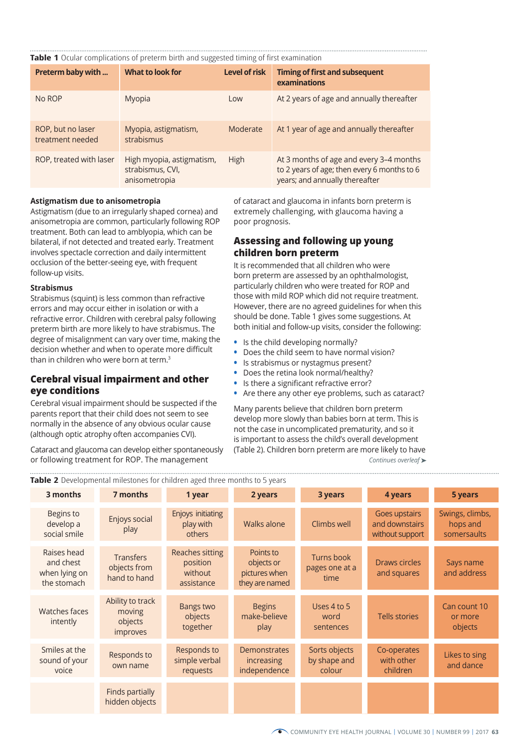**Table 1** Ocular complications of preterm birth and suggested timing of first examination

| Preterm baby with ... | What to look for | Level of risk | Timing of first and subsequent examinations |
| --- | --- | --- | --- |
| No ROP | Myopia | Low | At 2 years of age and annually thereafter |
| ROP, but no laser treatment needed | Myopia, astigmatism, strabismus | Moderate | At 1 year of age and annually thereafter |
| ROP, treated with laser | High myopia, astigmatism, strabismus, CVI, anisometropia | High | At 3 months of age and every 3–4 months to 2 years of age; then every 6 months to 6 years; and annually thereafter |

**Astigmatism due to anisometropia**

Astigmatism (due to an irregularly shaped cornea) and anisometropia are common, particularly following ROP treatment. Both can lead to amblyopia, which can be bilateral, if not detected and treated early. Treatment involves spectacle correction and daily intermittent occlusion of the better-seeing eye, with frequent follow-up visits.

**Strabismus**

Strabismus (squint) is less common than refractive errors and may occur either in isolation or with a refractive error. Children with cerebral palsy following preterm birth are more likely to have strabismus. The degree of misalignment can vary over time, making the decision whether and when to operate more difficult than in children who were born at term.[3]

## Cerebral visual impairment and other eye conditions

Cerebral visual impairment should be suspected if the parents report that their child does not seem to see normally in the absence of any obvious ocular cause (although optic atrophy often accompanies CVI).

Cataract and glaucoma can develop either spontaneously or following treatment for ROP. The management of cataract and glaucoma in infants born preterm is extremely challenging, with glaucoma having a poor prognosis.

## Assessing and following up young children born preterm

It is recommended that all children who were born preterm are assessed by an ophthalmologist, particularly children who were treated for ROP and those with mild ROP which did not require treatment. However, there are no agreed guidelines for when this should be done. Table 1 gives some suggestions. At both initial and follow-up visits, consider the following:

- Is the child developing normally?
- Does the child seem to have normal vision?
- Is strabismus or nystagmus present?
- Does the retina look normal/healthy?
- Is there a significant refractive error?
- Are there any other eye problems, such as cataract?

Many parents believe that children born preterm develop more slowly than babies born at term. This is not the case in uncomplicated prematurity, and so it is important to assess the child's overall development (Table 2). Children born preterm are more likely to have

*Continues overleaf* ➤

**Table 2** Developmental milestones for children aged three months to 5 years

| 3 months | 7 months | 1 year | 2 years | 3 years | 4 years | 5 years |
| --- | --- | --- | --- | --- | --- | --- |
| Begins to develop a social smile | Enjoys social play | Enjoys initiating play with others | Walks alone | Climbs well | Goes upstairs and downstairs without support | Swings, climbs, hops and somersaults |
| Raises head and chest when lying on the stomach | Transfers objects from hand to hand | Reaches sitting position without assistance | Points to objects or pictures when they are named | Turns book pages one at a time | Draws circles and squares | Says name and address |
| Watches faces intently | Ability to track moving objects improves | Bangs two objects together | Begins make-believe play | Uses 4 to 5 word sentences | Tells stories | Can count 10 or more objects |
| Smiles at the sound of your voice | Responds to own name | Responds to simple verbal requests | Demonstrates increasing independence | Sorts objects by shape and colour | Co-operates with other children | Likes to sing and dance |
| | Finds partially hidden objects | | | | | |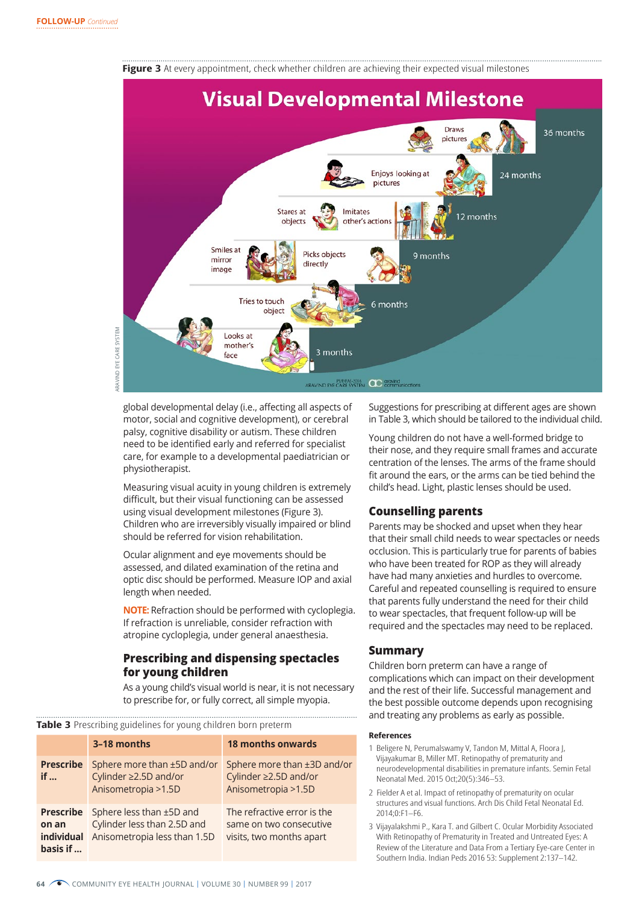**Figure 3** At every appointment, check whether children are achieving their expected visual milestones

Visual Developmental Milestone

36 months
Draws pictures

24 months
Enjoys looking at pictures

12 months
Stares at objects
Imitates other's actions

9 months
Smiles at mirror image
Picks objects directly

6 months
Tries to touch object

3 months
Looks at mother's face

ARAVIND EYE CARE SYSTEM

global developmental delay (i.e., affecting all aspects of motor, social and cognitive development), or cerebral palsy, cognitive disability or autism. These children need to be identified early and referred for specialist care, for example to a developmental paediatrician or physiotherapist.

Measuring visual acuity in young children is extremely difficult, but their visual functioning can be assessed using visual development milestones (Figure 3). Children who are irreversibly visually impaired or blind should be referred for vision rehabilitation.

Ocular alignment and eye movements should be assessed, and dilated examination of the retina and optic disc should be performed. Measure IOP and axial length when needed.

**NOTE:** Refraction should be performed with cycloplegia. If refraction is unreliable, consider refraction with atropine cycloplegia, under general anaesthesia.

## Prescribing and dispensing spectacles for young children

As a young child's visual world is near, it is not necessary to prescribe for, or fully correct, all simple myopia.

**Table 3** Prescribing guidelines for young children born preterm

| | 3–18 months | 18 months onwards |
|---|---|---|
| **Prescribe if ...** | Sphere more than ±5D and/or Cylinder ≥2.5D and/or Anisometropia >1.5D | Sphere more than ±3D and/or Cylinder ≥2.5D and/or Anisometropia >1.5D |
| **Prescribe on an individual basis if ...** | Sphere less than ±5D and Cylinder less than 2.5D and Anisometropia less than 1.5D | The refractive error is the same on two consecutive visits, two months apart |

Suggestions for prescribing at different ages are shown in Table 3, which should be tailored to the individual child.

Young children do not have a well-formed bridge to their nose, and they require small frames and accurate centration of the lenses. The arms of the frame should fit around the ears, or the arms can be tied behind the child's head. Light, plastic lenses should be used.

## Counselling parents

Parents may be shocked and upset when they hear that their small child needs to wear spectacles or needs occlusion. This is particularly true for parents of babies who have been treated for ROP as they will already have had many anxieties and hurdles to overcome. Careful and repeated counselling is required to ensure that parents fully understand the need for their child to wear spectacles, that frequent follow-up will be required and the spectacles may need to be replaced.

## Summary

Children born preterm can have a range of complications which can impact on their development and the rest of their life. Successful management and the best possible outcome depends upon recognising and treating any problems as early as possible.

### References

1. Beligere N, Perumalswamy V, Tandon M, Mittal A, Floora J, Vijayakumar B, Miller MT. Retinopathy of prematurity and neurodevelopmental disabilities in premature infants. Semin Fetal Neonatal Med. 2015 Oct;20(5):346–53.
2. Fielder A et al. Impact of retinopathy of prematurity on ocular structures and visual functions. Arch Dis Child Fetal Neonatal Ed. 2014;0:F1–F6.
3. Vijayalakshmi P., Kara T. and Gilbert C. Ocular Morbidity Associated With Retinopathy of Prematurity in Treated and Untreated Eyes: A Review of the Literature and Data From a Tertiary Eye-care Center in Southern India. Indian Peds 2016 53: Supplement 2:137–142.